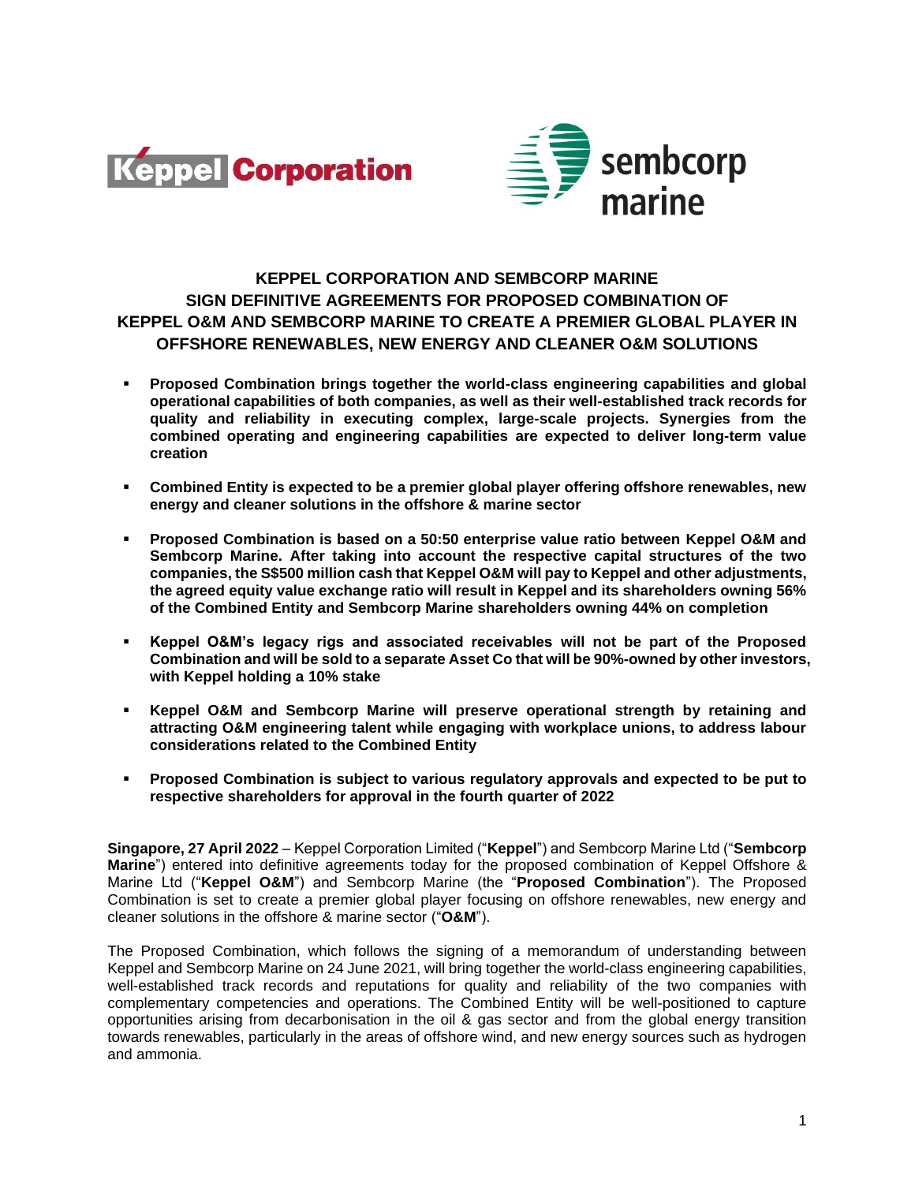# KEPPEL CORPORATION AND SEMBCORP MARINE SIGN DEFINITIVE AGREEMENTS FOR PROPOSED COMBINATION OF KEPPEL O&M AND SEMBCORP MARINE TO CREATE A PREMIER GLOBAL PLAYER IN OFFSHORE RENEWABLES, NEW ENERGY AND CLEANER O&M SOLUTIONS

- **Proposed Combination brings together the world-class engineering capabilities and global operational capabilities of both companies, as well as their well-established track records for quality and reliability in executing complex, large-scale projects. Synergies from the combined operating and engineering capabilities are expected to deliver long-term value creation**

- **Combined Entity is expected to be a premier global player offering offshore renewables, new energy and cleaner solutions in the offshore & marine sector**

- **Proposed Combination is based on a 50:50 enterprise value ratio between Keppel O&M and Sembcorp Marine. After taking into account the respective capital structures of the two companies, the S$500 million cash that Keppel O&M will pay to Keppel and other adjustments, the agreed equity value exchange ratio will result in Keppel and its shareholders owning 56% of the Combined Entity and Sembcorp Marine shareholders owning 44% on completion**

- **Keppel O&M's legacy rigs and associated receivables will not be part of the Proposed Combination and will be sold to a separate Asset Co that will be 90%-owned by other investors, with Keppel holding a 10% stake**

- **Keppel O&M and Sembcorp Marine will preserve operational strength by retaining and attracting O&M engineering talent while engaging with workplace unions, to address labour considerations related to the Combined Entity**

- **Proposed Combination is subject to various regulatory approvals and expected to be put to respective shareholders for approval in the fourth quarter of 2022**

**Singapore, 27 April 2022** – Keppel Corporation Limited ("**Keppel**") and Sembcorp Marine Ltd ("**Sembcorp Marine**") entered into definitive agreements today for the proposed combination of Keppel Offshore & Marine Ltd ("**Keppel O&M**") and Sembcorp Marine (the "**Proposed Combination**"). The Proposed Combination is set to create a premier global player focusing on offshore renewables, new energy and cleaner solutions in the offshore & marine sector ("**O&M**").

The Proposed Combination, which follows the signing of a memorandum of understanding between Keppel and Sembcorp Marine on 24 June 2021, will bring together the world-class engineering capabilities, well-established track records and reputations for quality and reliability of the two companies with complementary competencies and operations. The Combined Entity will be well-positioned to capture opportunities arising from decarbonisation in the oil & gas sector and from the global energy transition towards renewables, particularly in the areas of offshore wind, and new energy sources such as hydrogen and ammonia.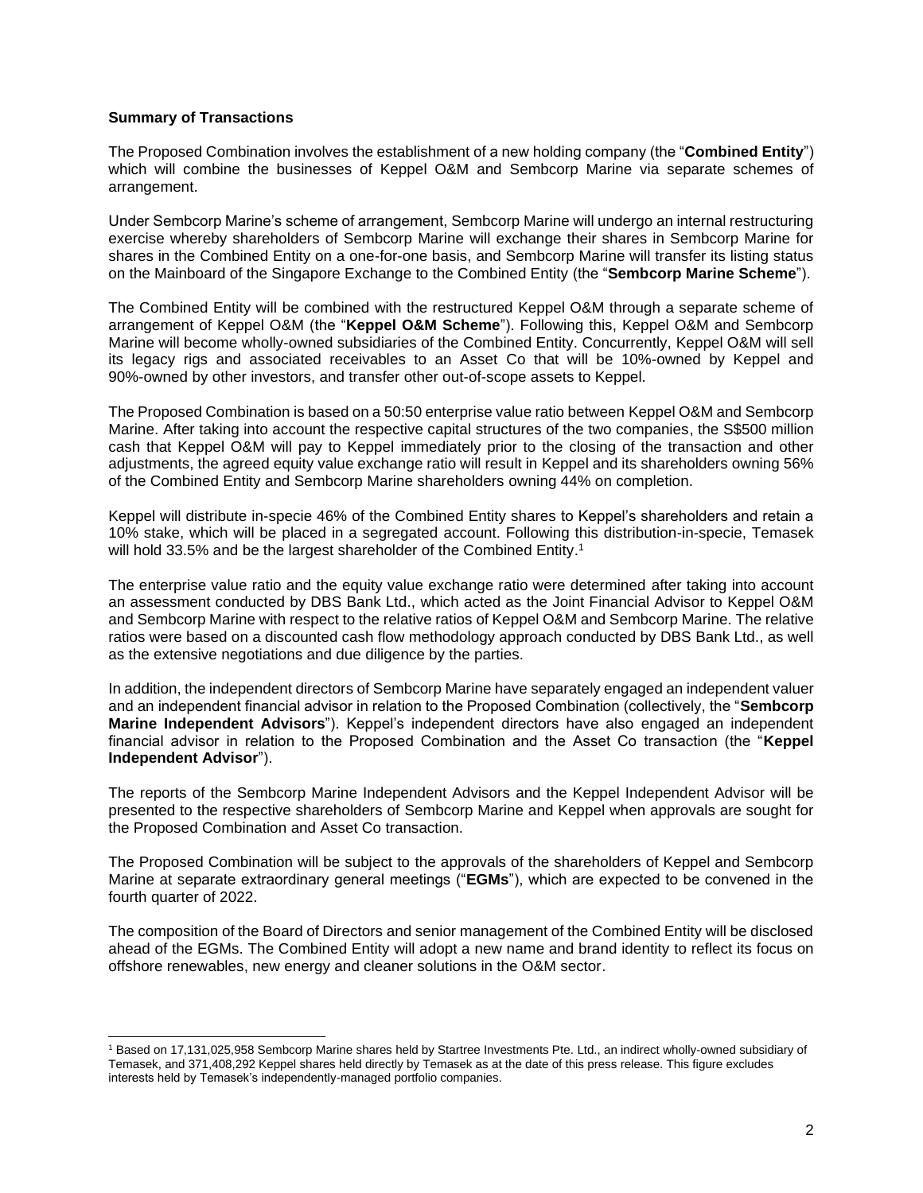**Summary of Transactions**

The Proposed Combination involves the establishment of a new holding company (the "**Combined Entity**") which will combine the businesses of Keppel O&M and Sembcorp Marine via separate schemes of arrangement.

Under Sembcorp Marine's scheme of arrangement, Sembcorp Marine will undergo an internal restructuring exercise whereby shareholders of Sembcorp Marine will exchange their shares in Sembcorp Marine for shares in the Combined Entity on a one-for-one basis, and Sembcorp Marine will transfer its listing status on the Mainboard of the Singapore Exchange to the Combined Entity (the "**Sembcorp Marine Scheme**").

The Combined Entity will be combined with the restructured Keppel O&M through a separate scheme of arrangement of Keppel O&M (the "**Keppel O&M Scheme**"). Following this, Keppel O&M and Sembcorp Marine will become wholly-owned subsidiaries of the Combined Entity. Concurrently, Keppel O&M will sell its legacy rigs and associated receivables to an Asset Co that will be 10%-owned by Keppel and 90%-owned by other investors, and transfer other out-of-scope assets to Keppel.

The Proposed Combination is based on a 50:50 enterprise value ratio between Keppel O&M and Sembcorp Marine. After taking into account the respective capital structures of the two companies, the S$500 million cash that Keppel O&M will pay to Keppel immediately prior to the closing of the transaction and other adjustments, the agreed equity value exchange ratio will result in Keppel and its shareholders owning 56% of the Combined Entity and Sembcorp Marine shareholders owning 44% on completion.

Keppel will distribute in-specie 46% of the Combined Entity shares to Keppel's shareholders and retain a 10% stake, which will be placed in a segregated account. Following this distribution-in-specie, Temasek will hold 33.5% and be the largest shareholder of the Combined Entity.[1]

The enterprise value ratio and the equity value exchange ratio were determined after taking into account an assessment conducted by DBS Bank Ltd., which acted as the Joint Financial Advisor to Keppel O&M and Sembcorp Marine with respect to the relative ratios of Keppel O&M and Sembcorp Marine. The relative ratios were based on a discounted cash flow methodology approach conducted by DBS Bank Ltd., as well as the extensive negotiations and due diligence by the parties.

In addition, the independent directors of Sembcorp Marine have separately engaged an independent valuer and an independent financial advisor in relation to the Proposed Combination (collectively, the "**Sembcorp Marine Independent Advisors**"). Keppel's independent directors have also engaged an independent financial advisor in relation to the Proposed Combination and the Asset Co transaction (the "**Keppel Independent Advisor**").

The reports of the Sembcorp Marine Independent Advisors and the Keppel Independent Advisor will be presented to the respective shareholders of Sembcorp Marine and Keppel when approvals are sought for the Proposed Combination and Asset Co transaction.

The Proposed Combination will be subject to the approvals of the shareholders of Keppel and Sembcorp Marine at separate extraordinary general meetings ("**EGMs**"), which are expected to be convened in the fourth quarter of 2022.

The composition of the Board of Directors and senior management of the Combined Entity will be disclosed ahead of the EGMs. The Combined Entity will adopt a new name and brand identity to reflect its focus on offshore renewables, new energy and cleaner solutions in the O&M sector.

---

[1] Based on 17,131,025,958 Sembcorp Marine shares held by Startree Investments Pte. Ltd., an indirect wholly-owned subsidiary of Temasek, and 371,408,292 Keppel shares held directly by Temasek as at the date of this press release. This figure excludes interests held by Temasek's independently-managed portfolio companies.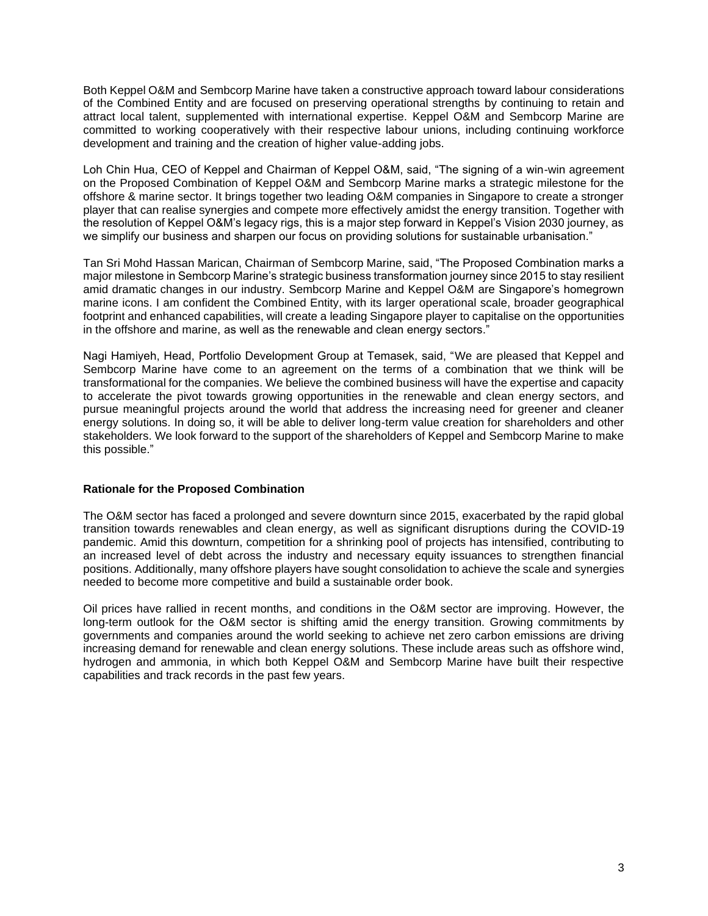Both Keppel O&M and Sembcorp Marine have taken a constructive approach toward labour considerations of the Combined Entity and are focused on preserving operational strengths by continuing to retain and attract local talent, supplemented with international expertise. Keppel O&M and Sembcorp Marine are committed to working cooperatively with their respective labour unions, including continuing workforce development and training and the creation of higher value-adding jobs.

Loh Chin Hua, CEO of Keppel and Chairman of Keppel O&M, said, "The signing of a win-win agreement on the Proposed Combination of Keppel O&M and Sembcorp Marine marks a strategic milestone for the offshore & marine sector. It brings together two leading O&M companies in Singapore to create a stronger player that can realise synergies and compete more effectively amidst the energy transition. Together with the resolution of Keppel O&M's legacy rigs, this is a major step forward in Keppel's Vision 2030 journey, as we simplify our business and sharpen our focus on providing solutions for sustainable urbanisation."

Tan Sri Mohd Hassan Marican, Chairman of Sembcorp Marine, said, "The Proposed Combination marks a major milestone in Sembcorp Marine's strategic business transformation journey since 2015 to stay resilient amid dramatic changes in our industry. Sembcorp Marine and Keppel O&M are Singapore's homegrown marine icons. I am confident the Combined Entity, with its larger operational scale, broader geographical footprint and enhanced capabilities, will create a leading Singapore player to capitalise on the opportunities in the offshore and marine, as well as the renewable and clean energy sectors."

Nagi Hamiyeh, Head, Portfolio Development Group at Temasek, said, "We are pleased that Keppel and Sembcorp Marine have come to an agreement on the terms of a combination that we think will be transformational for the companies. We believe the combined business will have the expertise and capacity to accelerate the pivot towards growing opportunities in the renewable and clean energy sectors, and pursue meaningful projects around the world that address the increasing need for greener and cleaner energy solutions. In doing so, it will be able to deliver long-term value creation for shareholders and other stakeholders. We look forward to the support of the shareholders of Keppel and Sembcorp Marine to make this possible."

**Rationale for the Proposed Combination**

The O&M sector has faced a prolonged and severe downturn since 2015, exacerbated by the rapid global transition towards renewables and clean energy, as well as significant disruptions during the COVID-19 pandemic. Amid this downturn, competition for a shrinking pool of projects has intensified, contributing to an increased level of debt across the industry and necessary equity issuances to strengthen financial positions. Additionally, many offshore players have sought consolidation to achieve the scale and synergies needed to become more competitive and build a sustainable order book.

Oil prices have rallied in recent months, and conditions in the O&M sector are improving. However, the long-term outlook for the O&M sector is shifting amid the energy transition. Growing commitments by governments and companies around the world seeking to achieve net zero carbon emissions are driving increasing demand for renewable and clean energy solutions. These include areas such as offshore wind, hydrogen and ammonia, in which both Keppel O&M and Sembcorp Marine have built their respective capabilities and track records in the past few years.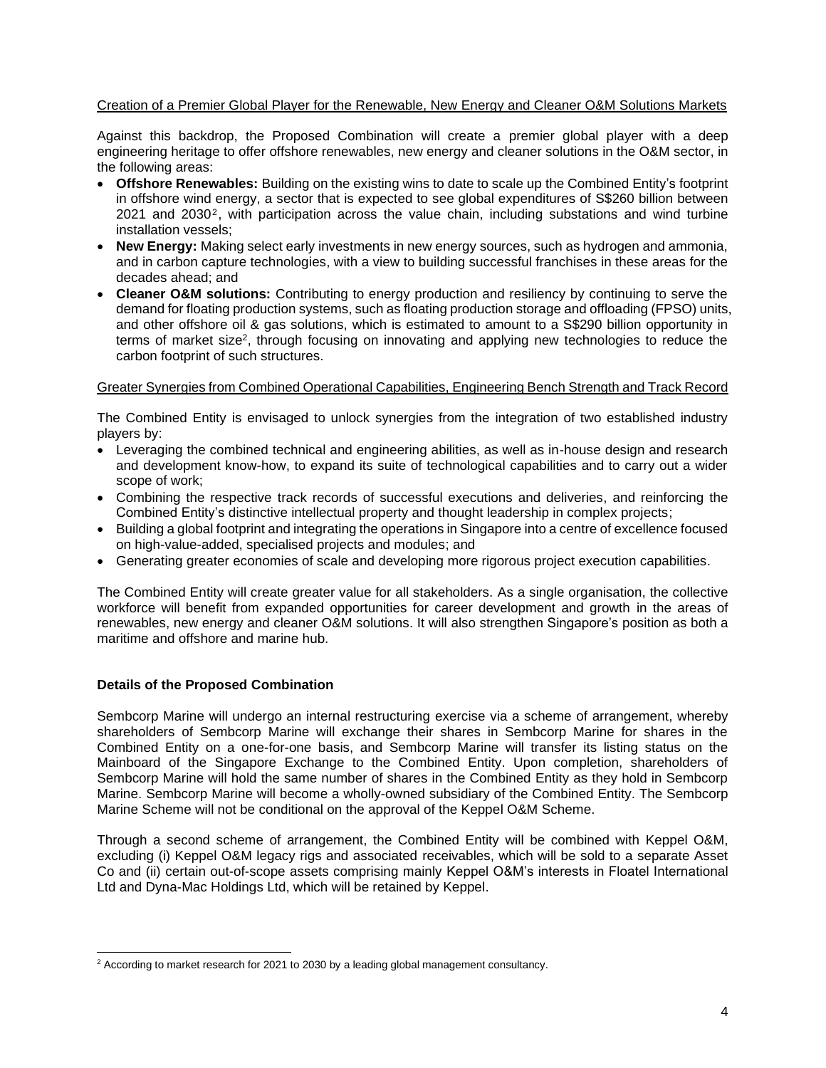Creation of a Premier Global Player for the Renewable, New Energy and Cleaner O&M Solutions Markets

Against this backdrop, the Proposed Combination will create a premier global player with a deep engineering heritage to offer offshore renewables, new energy and cleaner solutions in the O&M sector, in the following areas:

- **Offshore Renewables:** Building on the existing wins to date to scale up the Combined Entity's footprint in offshore wind energy, a sector that is expected to see global expenditures of S$260 billion between 2021 and 2030[2], with participation across the value chain, including substations and wind turbine installation vessels;
- **New Energy:** Making select early investments in new energy sources, such as hydrogen and ammonia, and in carbon capture technologies, with a view to building successful franchises in these areas for the decades ahead; and
- **Cleaner O&M solutions:** Contributing to energy production and resiliency by continuing to serve the demand for floating production systems, such as floating production storage and offloading (FPSO) units, and other offshore oil & gas solutions, which is estimated to amount to a S$290 billion opportunity in terms of market size[2], through focusing on innovating and applying new technologies to reduce the carbon footprint of such structures.

Greater Synergies from Combined Operational Capabilities, Engineering Bench Strength and Track Record

The Combined Entity is envisaged to unlock synergies from the integration of two established industry players by:

- Leveraging the combined technical and engineering abilities, as well as in-house design and research and development know-how, to expand its suite of technological capabilities and to carry out a wider scope of work;
- Combining the respective track records of successful executions and deliveries, and reinforcing the Combined Entity's distinctive intellectual property and thought leadership in complex projects;
- Building a global footprint and integrating the operations in Singapore into a centre of excellence focused on high-value-added, specialised projects and modules; and
- Generating greater economies of scale and developing more rigorous project execution capabilities.

The Combined Entity will create greater value for all stakeholders. As a single organisation, the collective workforce will benefit from expanded opportunities for career development and growth in the areas of renewables, new energy and cleaner O&M solutions. It will also strengthen Singapore's position as both a maritime and offshore and marine hub.

**Details of the Proposed Combination**

Sembcorp Marine will undergo an internal restructuring exercise via a scheme of arrangement, whereby shareholders of Sembcorp Marine will exchange their shares in Sembcorp Marine for shares in the Combined Entity on a one-for-one basis, and Sembcorp Marine will transfer its listing status on the Mainboard of the Singapore Exchange to the Combined Entity. Upon completion, shareholders of Sembcorp Marine will hold the same number of shares in the Combined Entity as they hold in Sembcorp Marine. Sembcorp Marine will become a wholly-owned subsidiary of the Combined Entity. The Sembcorp Marine Scheme will not be conditional on the approval of the Keppel O&M Scheme.

Through a second scheme of arrangement, the Combined Entity will be combined with Keppel O&M, excluding (i) Keppel O&M legacy rigs and associated receivables, which will be sold to a separate Asset Co and (ii) certain out-of-scope assets comprising mainly Keppel O&M's interests in Floatel International Ltd and Dyna-Mac Holdings Ltd, which will be retained by Keppel.

[2] According to market research for 2021 to 2030 by a leading global management consultancy.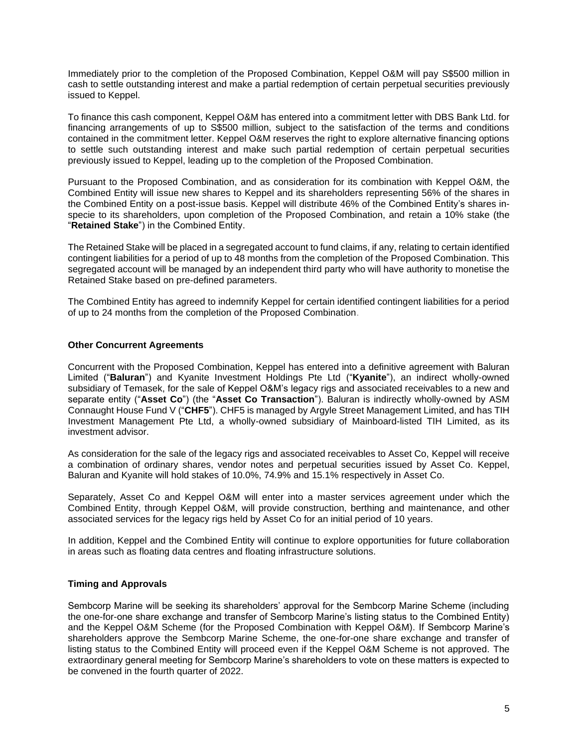Immediately prior to the completion of the Proposed Combination, Keppel O&M will pay S$500 million in cash to settle outstanding interest and make a partial redemption of certain perpetual securities previously issued to Keppel.

To finance this cash component, Keppel O&M has entered into a commitment letter with DBS Bank Ltd. for financing arrangements of up to S$500 million, subject to the satisfaction of the terms and conditions contained in the commitment letter. Keppel O&M reserves the right to explore alternative financing options to settle such outstanding interest and make such partial redemption of certain perpetual securities previously issued to Keppel, leading up to the completion of the Proposed Combination.

Pursuant to the Proposed Combination, and as consideration for its combination with Keppel O&M, the Combined Entity will issue new shares to Keppel and its shareholders representing 56% of the shares in the Combined Entity on a post-issue basis. Keppel will distribute 46% of the Combined Entity's shares in-specie to its shareholders, upon completion of the Proposed Combination, and retain a 10% stake (the "**Retained Stake**") in the Combined Entity.

The Retained Stake will be placed in a segregated account to fund claims, if any, relating to certain identified contingent liabilities for a period of up to 48 months from the completion of the Proposed Combination. This segregated account will be managed by an independent third party who will have authority to monetise the Retained Stake based on pre-defined parameters.

The Combined Entity has agreed to indemnify Keppel for certain identified contingent liabilities for a period of up to 24 months from the completion of the Proposed Combination.

**Other Concurrent Agreements**

Concurrent with the Proposed Combination, Keppel has entered into a definitive agreement with Baluran Limited ("**Baluran**") and Kyanite Investment Holdings Pte Ltd ("**Kyanite**"), an indirect wholly-owned subsidiary of Temasek, for the sale of Keppel O&M's legacy rigs and associated receivables to a new and separate entity ("**Asset Co**") (the "**Asset Co Transaction**"). Baluran is indirectly wholly-owned by ASM Connaught House Fund V ("**CHF5**"). CHF5 is managed by Argyle Street Management Limited, and has TIH Investment Management Pte Ltd, a wholly-owned subsidiary of Mainboard-listed TIH Limited, as its investment advisor.

As consideration for the sale of the legacy rigs and associated receivables to Asset Co, Keppel will receive a combination of ordinary shares, vendor notes and perpetual securities issued by Asset Co. Keppel, Baluran and Kyanite will hold stakes of 10.0%, 74.9% and 15.1% respectively in Asset Co.

Separately, Asset Co and Keppel O&M will enter into a master services agreement under which the Combined Entity, through Keppel O&M, will provide construction, berthing and maintenance, and other associated services for the legacy rigs held by Asset Co for an initial period of 10 years.

In addition, Keppel and the Combined Entity will continue to explore opportunities for future collaboration in areas such as floating data centres and floating infrastructure solutions.

**Timing and Approvals**

Sembcorp Marine will be seeking its shareholders' approval for the Sembcorp Marine Scheme (including the one-for-one share exchange and transfer of Sembcorp Marine's listing status to the Combined Entity) and the Keppel O&M Scheme (for the Proposed Combination with Keppel O&M). If Sembcorp Marine's shareholders approve the Sembcorp Marine Scheme, the one-for-one share exchange and transfer of listing status to the Combined Entity will proceed even if the Keppel O&M Scheme is not approved. The extraordinary general meeting for Sembcorp Marine's shareholders to vote on these matters is expected to be convened in the fourth quarter of 2022.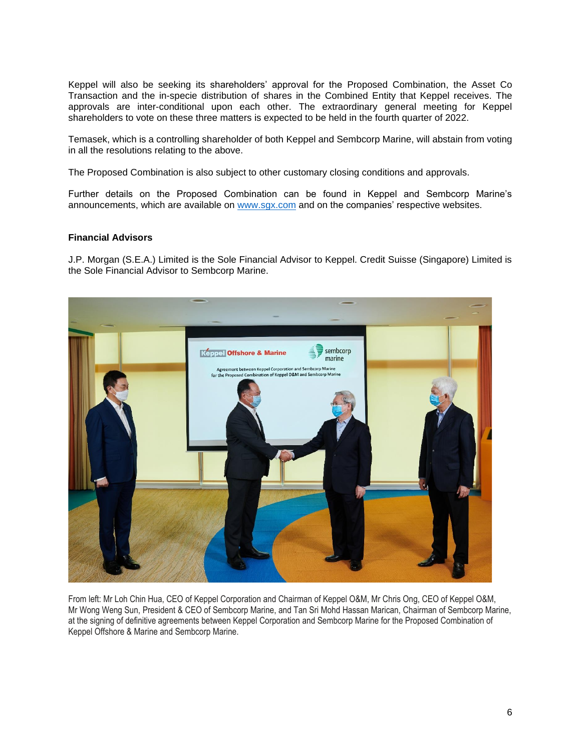Keppel will also be seeking its shareholders' approval for the Proposed Combination, the Asset Co Transaction and the in-specie distribution of shares in the Combined Entity that Keppel receives. The approvals are inter-conditional upon each other. The extraordinary general meeting for Keppel shareholders to vote on these three matters is expected to be held in the fourth quarter of 2022.

Temasek, which is a controlling shareholder of both Keppel and Sembcorp Marine, will abstain from voting in all the resolutions relating to the above.

The Proposed Combination is also subject to other customary closing conditions and approvals.

Further details on the Proposed Combination can be found in Keppel and Sembcorp Marine's announcements, which are available on www.sgx.com and on the companies' respective websites.

**Financial Advisors**

J.P. Morgan (S.E.A.) Limited is the Sole Financial Advisor to Keppel. Credit Suisse (Singapore) Limited is the Sole Financial Advisor to Sembcorp Marine.

From left: Mr Loh Chin Hua, CEO of Keppel Corporation and Chairman of Keppel O&M, Mr Chris Ong, CEO of Keppel O&M, Mr Wong Weng Sun, President & CEO of Sembcorp Marine, and Tan Sri Mohd Hassan Marican, Chairman of Sembcorp Marine, at the signing of definitive agreements between Keppel Corporation and Sembcorp Marine for the Proposed Combination of Keppel Offshore & Marine and Sembcorp Marine.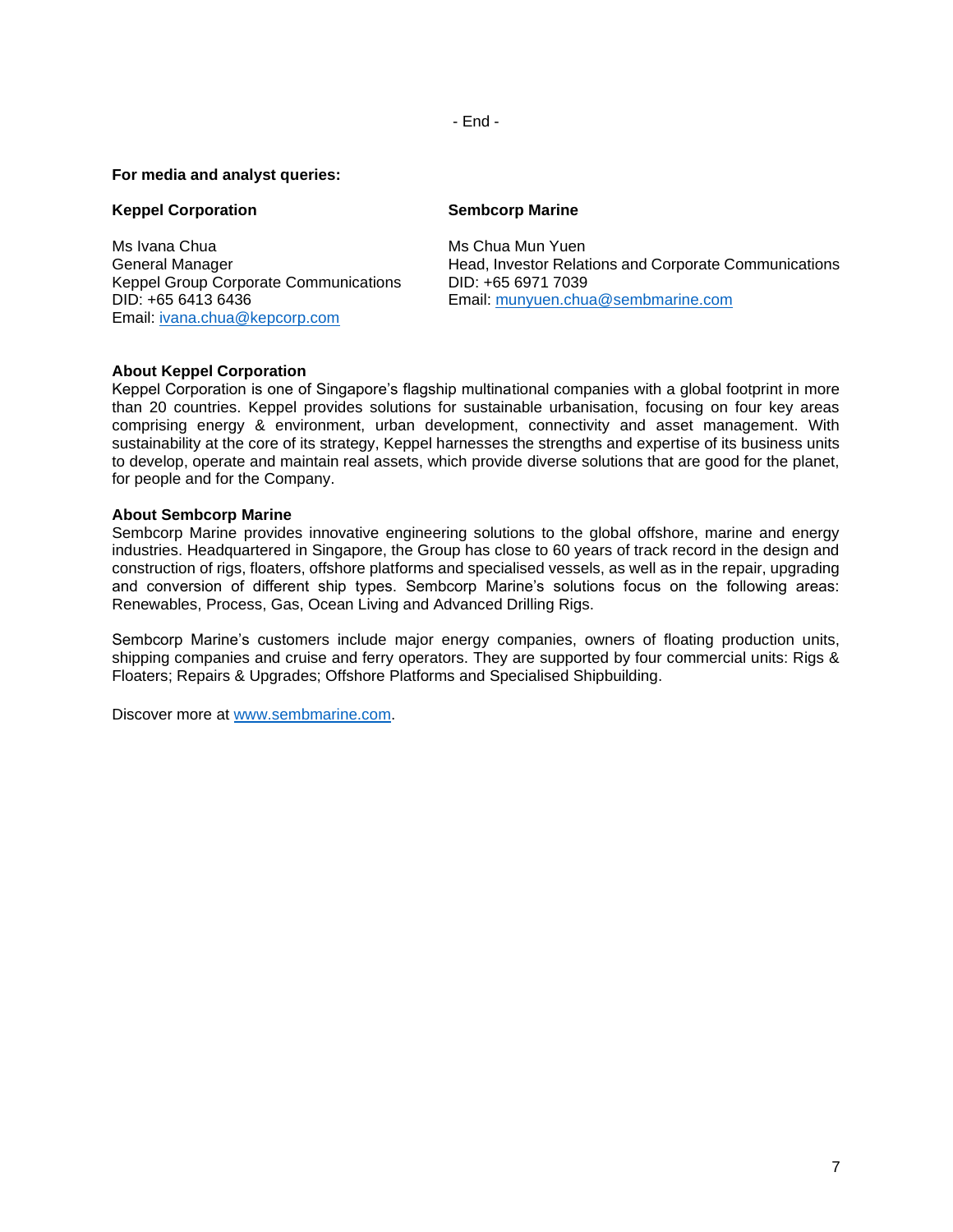- End -

**For media and analyst queries:**

**Keppel Corporation**

Ms Ivana Chua
General Manager
Keppel Group Corporate Communications
DID: +65 6413 6436
Email: ivana.chua@kepcorp.com

**Sembcorp Marine**

Ms Chua Mun Yuen
Head, Investor Relations and Corporate Communications
DID: +65 6971 7039
Email: munyuen.chua@sembmarine.com

**About Keppel Corporation**
Keppel Corporation is one of Singapore's flagship multinational companies with a global footprint in more than 20 countries. Keppel provides solutions for sustainable urbanisation, focusing on four key areas comprising energy & environment, urban development, connectivity and asset management. With sustainability at the core of its strategy, Keppel harnesses the strengths and expertise of its business units to develop, operate and maintain real assets, which provide diverse solutions that are good for the planet, for people and for the Company.

**About Sembcorp Marine**
Sembcorp Marine provides innovative engineering solutions to the global offshore, marine and energy industries. Headquartered in Singapore, the Group has close to 60 years of track record in the design and construction of rigs, floaters, offshore platforms and specialised vessels, as well as in the repair, upgrading and conversion of different ship types. Sembcorp Marine's solutions focus on the following areas: Renewables, Process, Gas, Ocean Living and Advanced Drilling Rigs.

Sembcorp Marine's customers include major energy companies, owners of floating production units, shipping companies and cruise and ferry operators. They are supported by four commercial units: Rigs & Floaters; Repairs & Upgrades; Offshore Platforms and Specialised Shipbuilding.

Discover more at www.sembmarine.com.